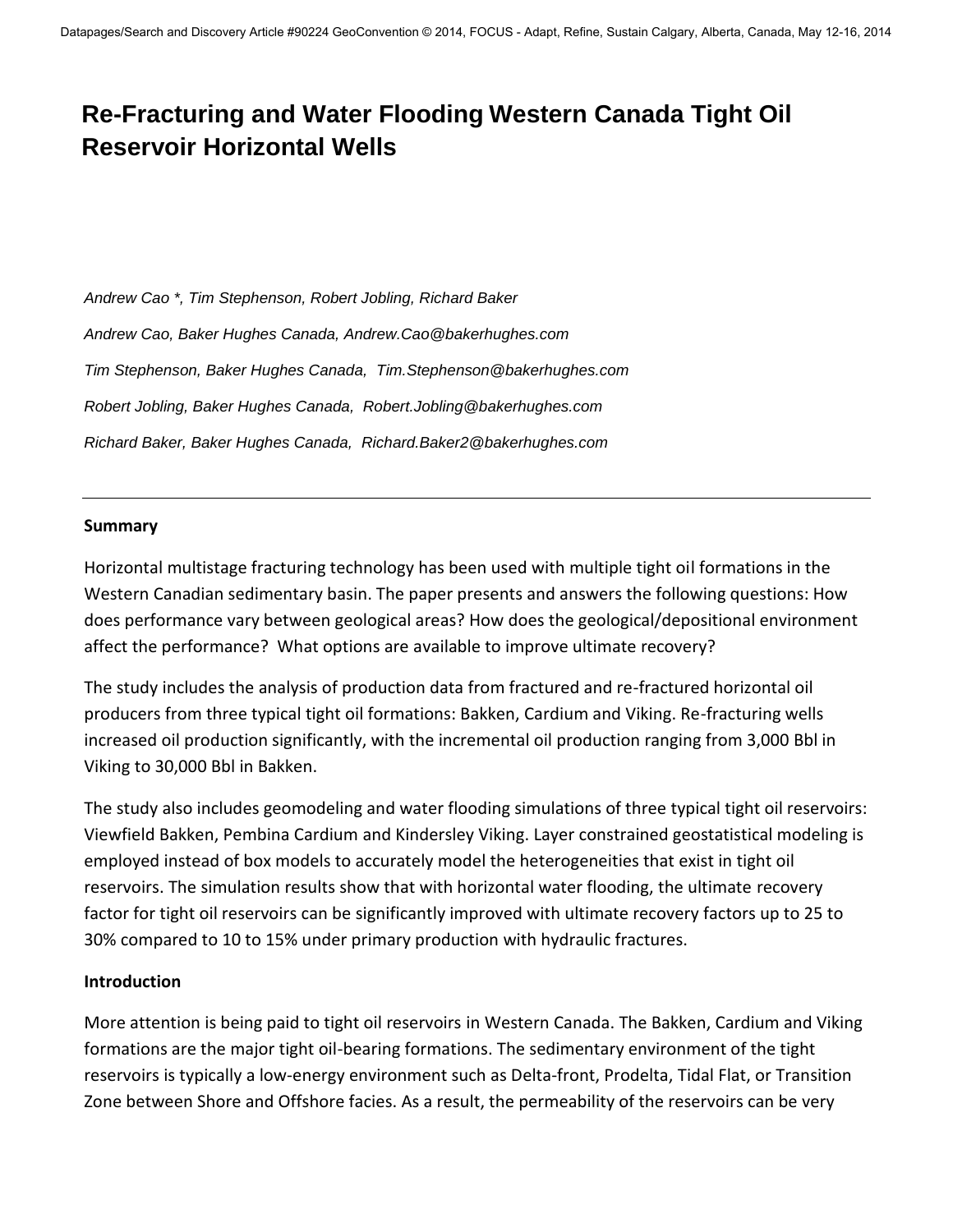# Re-Fracturing and Water Flooding Western Canada Tight Oil Reservoir Horizontal Wells

*Andrew Cao *, Tim Stephenson, Robert Jobling, Richard Baker*

*Andrew Cao, Baker Hughes Canada, Andrew.Cao@bakerhughes.com*

*Tim Stephenson, Baker Hughes Canada, Tim.Stephenson@bakerhughes.com*

*Robert Jobling, Baker Hughes Canada, Robert.Jobling@bakerhughes.com*

*Richard Baker, Baker Hughes Canada, Richard.Baker2@bakerhughes.com*

---

## Summary

Horizontal multistage fracturing technology has been used with multiple tight oil formations in the Western Canadian sedimentary basin. The paper presents and answers the following questions: How does performance vary between geological areas? How does the geological/depositional environment affect the performance? What options are available to improve ultimate recovery?

The study includes the analysis of production data from fractured and re-fractured horizontal oil producers from three typical tight oil formations: Bakken, Cardium and Viking. Re-fracturing wells increased oil production significantly, with the incremental oil production ranging from 3,000 Bbl in Viking to 30,000 Bbl in Bakken.

The study also includes geomodeling and water flooding simulations of three typical tight oil reservoirs: Viewfield Bakken, Pembina Cardium and Kindersley Viking. Layer constrained geostatistical modeling is employed instead of box models to accurately model the heterogeneities that exist in tight oil reservoirs. The simulation results show that with horizontal water flooding, the ultimate recovery factor for tight oil reservoirs can be significantly improved with ultimate recovery factors up to 25 to 30% compared to 10 to 15% under primary production with hydraulic fractures.

## Introduction

More attention is being paid to tight oil reservoirs in Western Canada. The Bakken, Cardium and Viking formations are the major tight oil-bearing formations. The sedimentary environment of the tight reservoirs is typically a low-energy environment such as Delta-front, Prodelta, Tidal Flat, or Transition Zone between Shore and Offshore facies. As a result, the permeability of the reservoirs can be very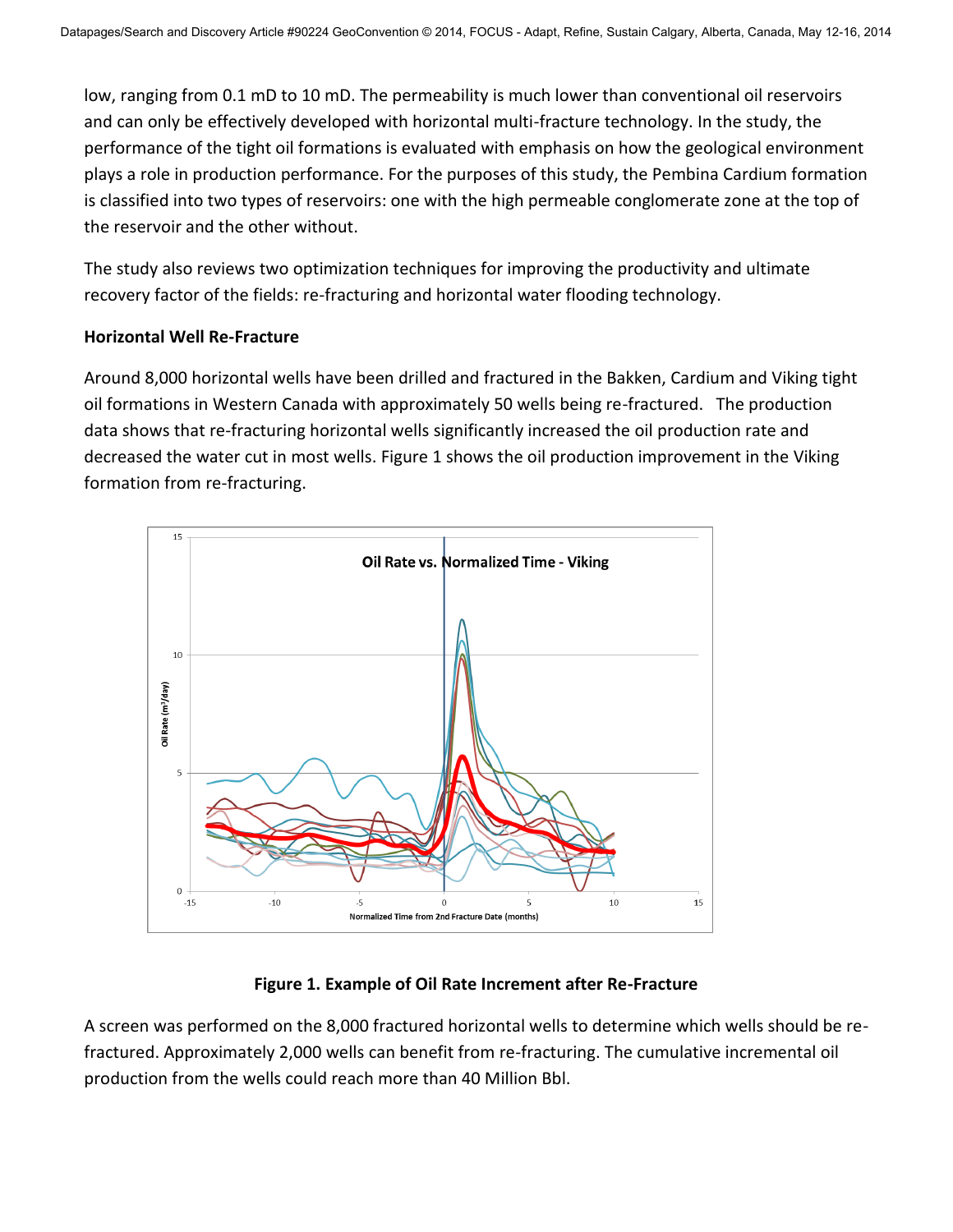low, ranging from 0.1 mD to 10 mD. The permeability is much lower than conventional oil reservoirs and can only be effectively developed with horizontal multi-fracture technology. In the study, the performance of the tight oil formations is evaluated with emphasis on how the geological environment plays a role in production performance. For the purposes of this study, the Pembina Cardium formation is classified into two types of reservoirs: one with the high permeable conglomerate zone at the top of the reservoir and the other without.

The study also reviews two optimization techniques for improving the productivity and ultimate recovery factor of the fields: re-fracturing and horizontal water flooding technology.

### Horizontal Well Re-Fracture

Around 8,000 horizontal wells have been drilled and fractured in the Bakken, Cardium and Viking tight oil formations in Western Canada with approximately 50 wells being re-fractured. The production data shows that re-fracturing horizontal wells significantly increased the oil production rate and decreased the water cut in most wells. Figure 1 shows the oil production improvement in the Viking formation from re-fracturing.

**Figure 1. Example of Oil Rate Increment after Re-Fracture**

A screen was performed on the 8,000 fractured horizontal wells to determine which wells should be re-fractured. Approximately 2,000 wells can benefit from re-fracturing. The cumulative incremental oil production from the wells could reach more than 40 Million Bbl.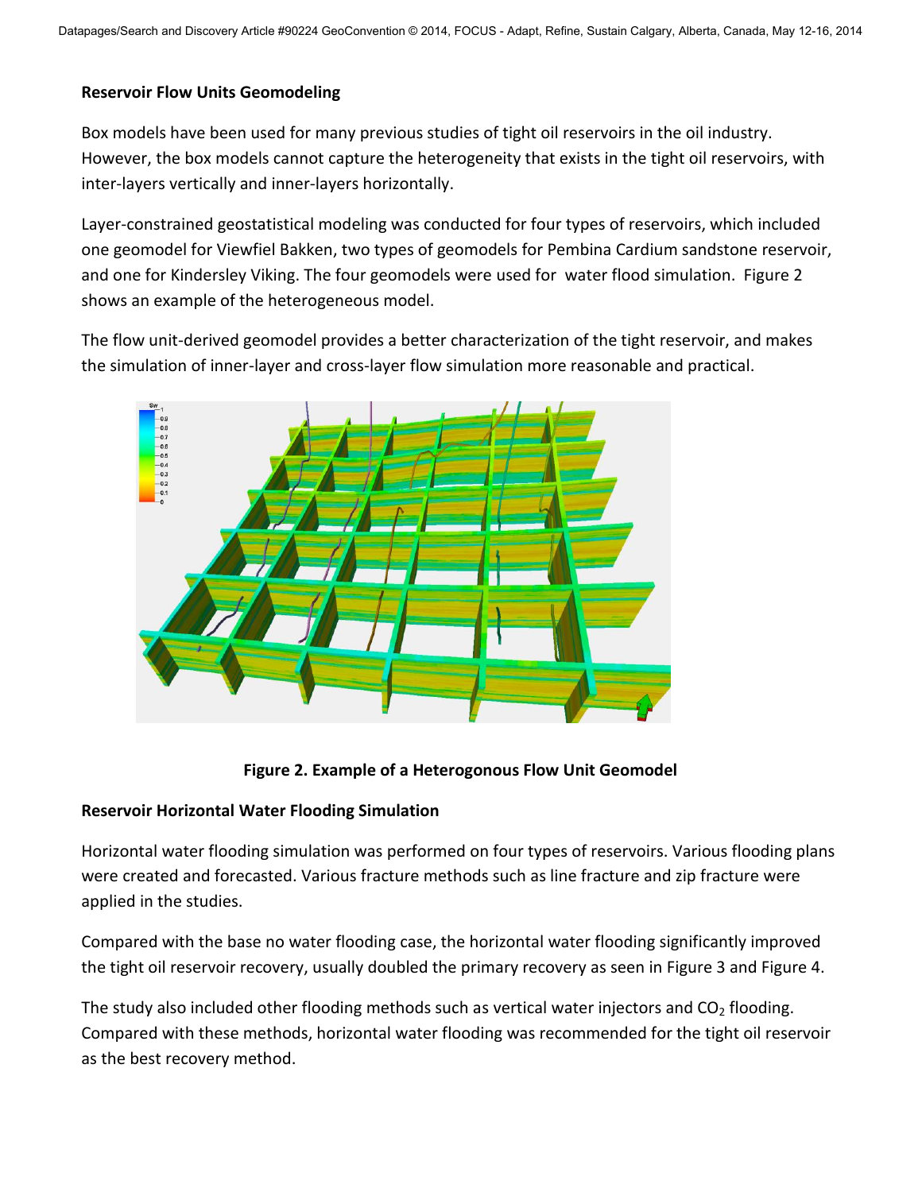**Reservoir Flow Units Geomodeling**

Box models have been used for many previous studies of tight oil reservoirs in the oil industry. However, the box models cannot capture the heterogeneity that exists in the tight oil reservoirs, with inter-layers vertically and inner-layers horizontally.

Layer-constrained geostatistical modeling was conducted for four types of reservoirs, which included one geomodel for Viewfiel Bakken, two types of geomodels for Pembina Cardium sandstone reservoir, and one for Kindersley Viking. The four geomodels were used for water flood simulation. Figure 2 shows an example of the heterogeneous model.

The flow unit-derived geomodel provides a better characterization of the tight reservoir, and makes the simulation of inner-layer and cross-layer flow simulation more reasonable and practical.

**Figure 2. Example of a Heterogonous Flow Unit Geomodel**

**Reservoir Horizontal Water Flooding Simulation**

Horizontal water flooding simulation was performed on four types of reservoirs. Various flooding plans were created and forecasted. Various fracture methods such as line fracture and zip fracture were applied in the studies.

Compared with the base no water flooding case, the horizontal water flooding significantly improved the tight oil reservoir recovery, usually doubled the primary recovery as seen in Figure 3 and Figure 4.

The study also included other flooding methods such as vertical water injectors and $CO_2$ flooding. Compared with these methods, horizontal water flooding was recommended for the tight oil reservoir as the best recovery method.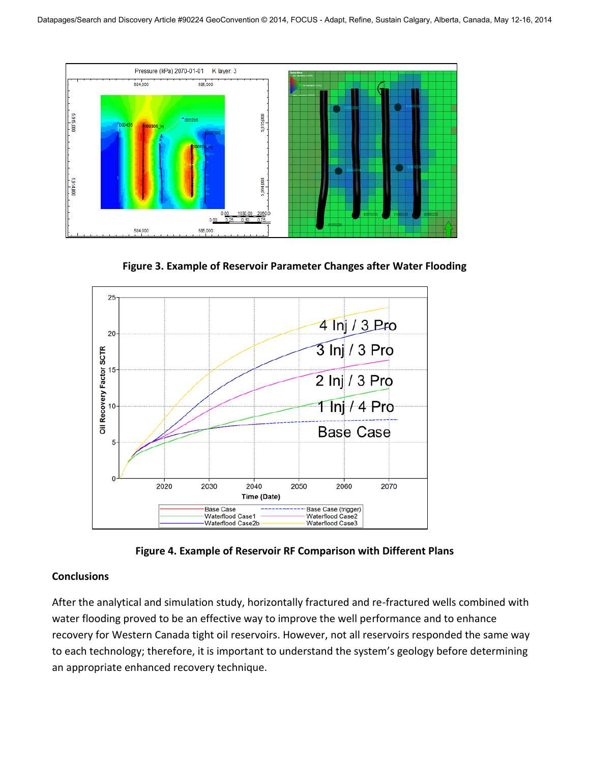**Figure 3. Example of Reservoir Parameter Changes after Water Flooding**

**Figure 4. Example of Reservoir RF Comparison with Different Plans**

## Conclusions

After the analytical and simulation study, horizontally fractured and re-fractured wells combined with water flooding proved to be an effective way to improve the well performance and to enhance recovery for Western Canada tight oil reservoirs. However, not all reservoirs responded the same way to each technology; therefore, it is important to understand the system's geology before determining an appropriate enhanced recovery technique.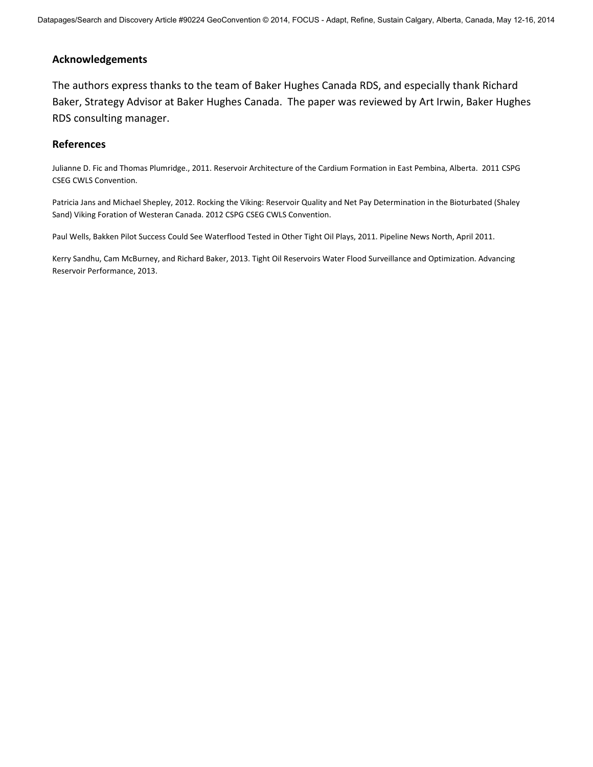## Acknowledgements

The authors express thanks to the team of Baker Hughes Canada RDS, and especially thank Richard Baker, Strategy Advisor at Baker Hughes Canada. The paper was reviewed by Art Irwin, Baker Hughes RDS consulting manager.

## References

Julianne D. Fic and Thomas Plumridge., 2011. Reservoir Architecture of the Cardium Formation in East Pembina, Alberta. 2011 CSPG CSEG CWLS Convention.

Patricia Jans and Michael Shepley, 2012. Rocking the Viking: Reservoir Quality and Net Pay Determination in the Bioturbated (Shaley Sand) Viking Foration of Westeran Canada. 2012 CSPG CSEG CWLS Convention.

Paul Wells, Bakken Pilot Success Could See Waterflood Tested in Other Tight Oil Plays, 2011. Pipeline News North, April 2011.

Kerry Sandhu, Cam McBurney, and Richard Baker, 2013. Tight Oil Reservoirs Water Flood Surveillance and Optimization. Advancing Reservoir Performance, 2013.